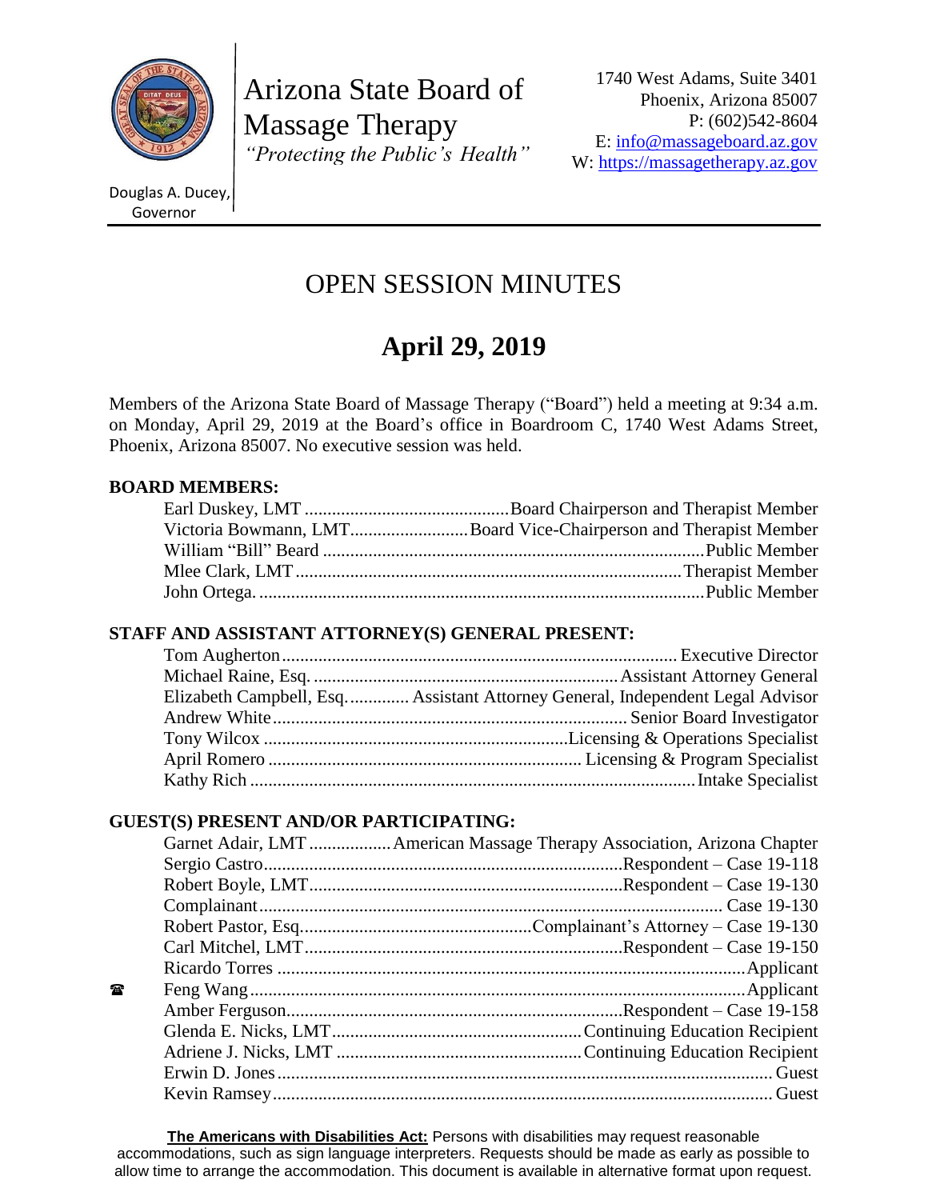Arizona State Board of Massage Therapy
*"Protecting the Public's Health"*

Douglas A. Ducey, Governor

1740 West Adams, Suite 3401
Phoenix, Arizona 85007
P: (602)542-8604
E: info@massageboard.az.gov
W: https://massagetherapy.az.gov

# OPEN SESSION MINUTES

## April 29, 2019

Members of the Arizona State Board of Massage Therapy ("Board") held a meeting at 9:34 a.m. on Monday, April 29, 2019 at the Board's office in Boardroom C, 1740 West Adams Street, Phoenix, Arizona 85007. No executive session was held.

**BOARD MEMBERS:**

- Earl Duskey, LMT ............ Board Chairperson and Therapist Member
- Victoria Bowmann, LMT ............ Board Vice-Chairperson and Therapist Member
- William "Bill" Beard ............ Public Member
- Mlee Clark, LMT ............ Therapist Member
- John Ortega. ............ Public Member

**STAFF AND ASSISTANT ATTORNEY(S) GENERAL PRESENT:**

- Tom Augherton ............ Executive Director
- Michael Raine, Esq. ............ Assistant Attorney General
- Elizabeth Campbell, Esq. ............ Assistant Attorney General, Independent Legal Advisor
- Andrew White ............ Senior Board Investigator
- Tony Wilcox ............ Licensing & Operations Specialist
- April Romero ............ Licensing & Program Specialist
- Kathy Rich ............ Intake Specialist

**GUEST(S) PRESENT AND/OR PARTICIPATING:**

- Garnet Adair, LMT ............ American Massage Therapy Association, Arizona Chapter
- Sergio Castro ............ Respondent – Case 19-118
- Robert Boyle, LMT ............ Respondent – Case 19-130
- Complainant ............ Case 19-130
- Robert Pastor, Esq. ............ Complainant's Attorney – Case 19-130
- Carl Mitchel, LMT ............ Respondent – Case 19-150
- Ricardo Torres ............ Applicant
- ☎ Feng Wang ............ Applicant
- Amber Ferguson ............ Respondent – Case 19-158
- Glenda E. Nicks, LMT ............ Continuing Education Recipient
- Adriene J. Nicks, LMT ............ Continuing Education Recipient
- Erwin D. Jones ............ Guest
- Kevin Ramsey ............ Guest

**The Americans with Disabilities Act:** Persons with disabilities may request reasonable accommodations, such as sign language interpreters. Requests should be made as early as possible to allow time to arrange the accommodation. This document is available in alternative format upon request.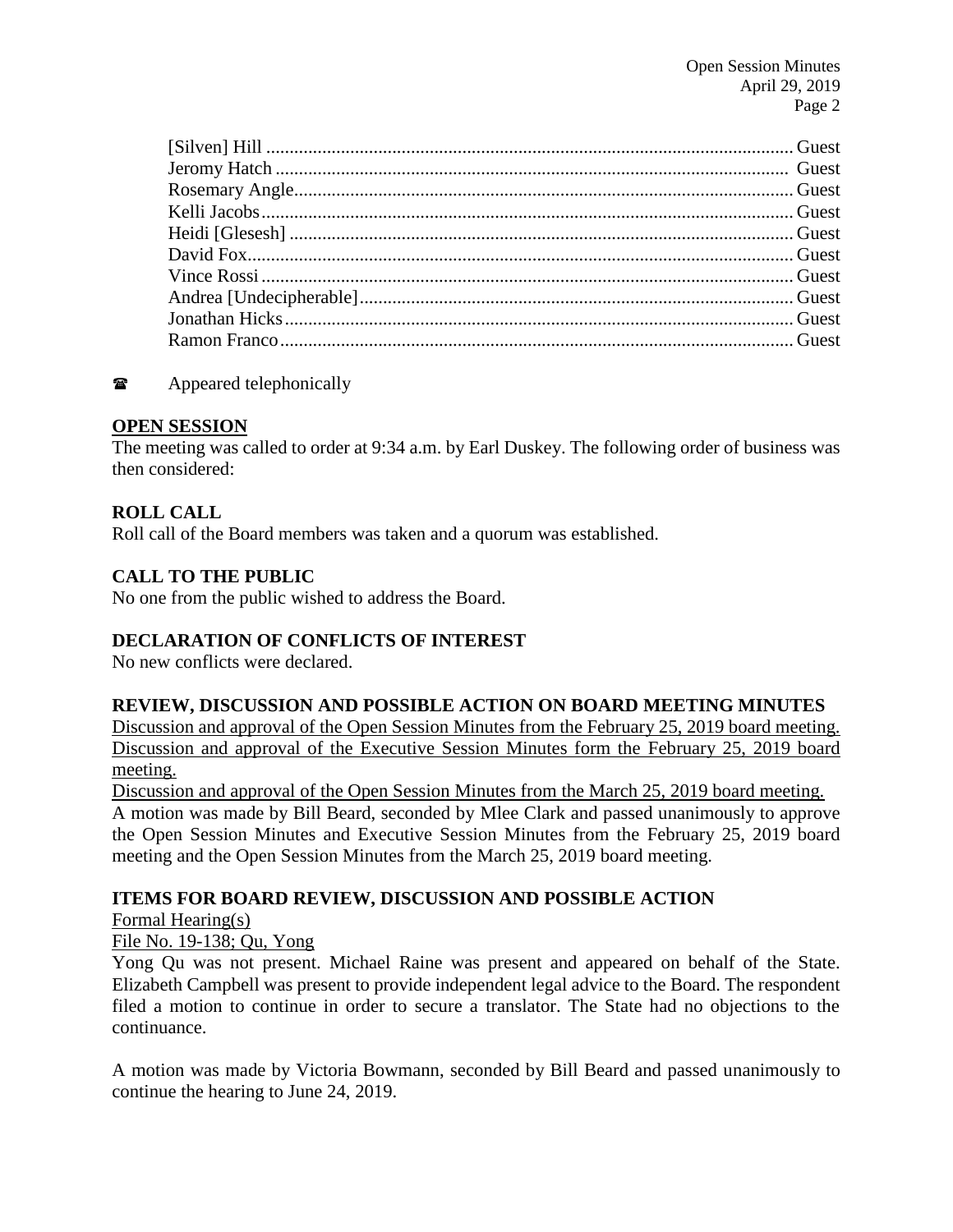[Silven] Hill .............................................................................................................. Guest
Jeromy Hatch ............................................................................................................ Guest
Rosemary Angle......................................................................................................... Guest
Kelli Jacobs................................................................................................................ Guest
Heidi [Glesesh] .......................................................................................................... Guest
David Fox.................................................................................................................. Guest
Vince Rossi ................................................................................................................ Guest
Andrea [Undecipherable]........................................................................................... Guest
Jonathan Hicks........................................................................................................... Guest
Ramon Franco............................................................................................................ Guest

☎ Appeared telephonically

**OPEN SESSION**

The meeting was called to order at 9:34 a.m. by Earl Duskey. The following order of business was then considered:

**ROLL CALL**

Roll call of the Board members was taken and a quorum was established.

**CALL TO THE PUBLIC**

No one from the public wished to address the Board.

**DECLARATION OF CONFLICTS OF INTEREST**

No new conflicts were declared.

**REVIEW, DISCUSSION AND POSSIBLE ACTION ON BOARD MEETING MINUTES**

Discussion and approval of the Open Session Minutes from the February 25, 2019 board meeting.
Discussion and approval of the Executive Session Minutes form the February 25, 2019 board meeting.
Discussion and approval of the Open Session Minutes from the March 25, 2019 board meeting.
A motion was made by Bill Beard, seconded by Mlee Clark and passed unanimously to approve the Open Session Minutes and Executive Session Minutes from the February 25, 2019 board meeting and the Open Session Minutes from the March 25, 2019 board meeting.

**ITEMS FOR BOARD REVIEW, DISCUSSION AND POSSIBLE ACTION**

Formal Hearing(s)

File No. 19-138; Qu, Yong

Yong Qu was not present. Michael Raine was present and appeared on behalf of the State. Elizabeth Campbell was present to provide independent legal advice to the Board. The respondent filed a motion to continue in order to secure a translator. The State had no objections to the continuance.

A motion was made by Victoria Bowmann, seconded by Bill Beard and passed unanimously to continue the hearing to June 24, 2019.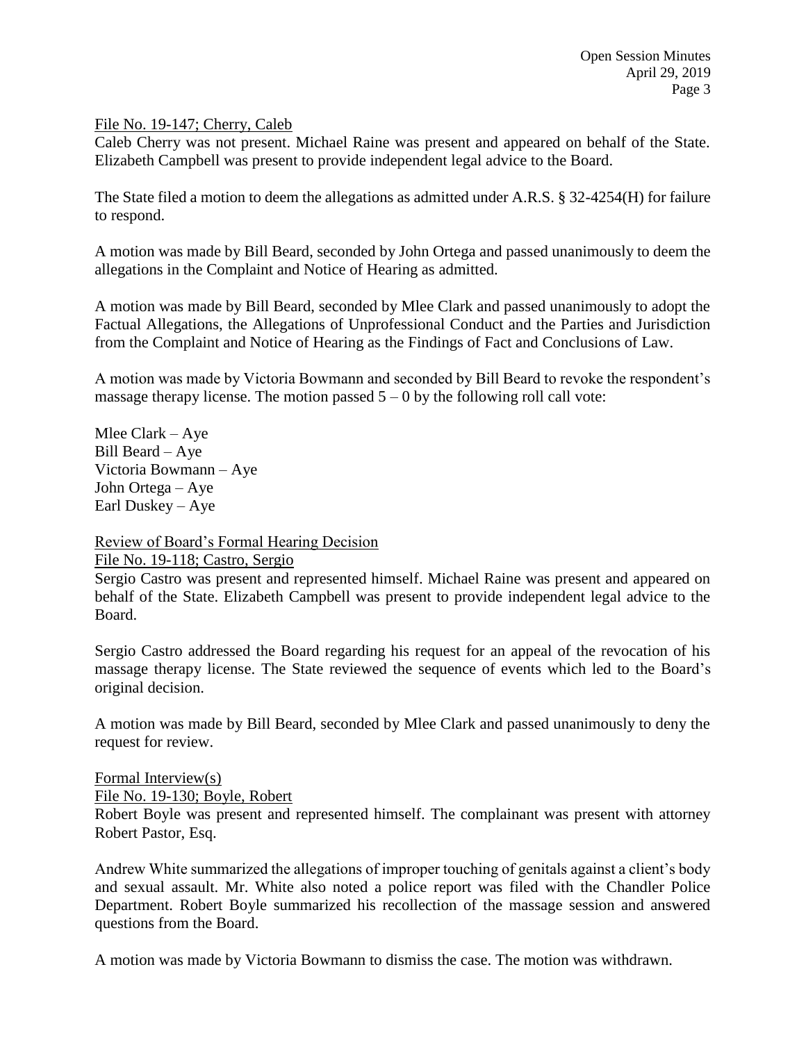File No. 19-147; Cherry, Caleb

Caleb Cherry was not present. Michael Raine was present and appeared on behalf of the State. Elizabeth Campbell was present to provide independent legal advice to the Board.

The State filed a motion to deem the allegations as admitted under A.R.S. § 32-4254(H) for failure to respond.

A motion was made by Bill Beard, seconded by John Ortega and passed unanimously to deem the allegations in the Complaint and Notice of Hearing as admitted.

A motion was made by Bill Beard, seconded by Mlee Clark and passed unanimously to adopt the Factual Allegations, the Allegations of Unprofessional Conduct and the Parties and Jurisdiction from the Complaint and Notice of Hearing as the Findings of Fact and Conclusions of Law.

A motion was made by Victoria Bowmann and seconded by Bill Beard to revoke the respondent's massage therapy license. The motion passed 5 – 0 by the following roll call vote:

Mlee Clark – Aye
Bill Beard – Aye
Victoria Bowmann – Aye
John Ortega – Aye
Earl Duskey – Aye

Review of Board's Formal Hearing Decision

File No. 19-118; Castro, Sergio

Sergio Castro was present and represented himself. Michael Raine was present and appeared on behalf of the State. Elizabeth Campbell was present to provide independent legal advice to the Board.

Sergio Castro addressed the Board regarding his request for an appeal of the revocation of his massage therapy license. The State reviewed the sequence of events which led to the Board's original decision.

A motion was made by Bill Beard, seconded by Mlee Clark and passed unanimously to deny the request for review.

Formal Interview(s)

File No. 19-130; Boyle, Robert

Robert Boyle was present and represented himself. The complainant was present with attorney Robert Pastor, Esq.

Andrew White summarized the allegations of improper touching of genitals against a client's body and sexual assault. Mr. White also noted a police report was filed with the Chandler Police Department. Robert Boyle summarized his recollection of the massage session and answered questions from the Board.

A motion was made by Victoria Bowmann to dismiss the case. The motion was withdrawn.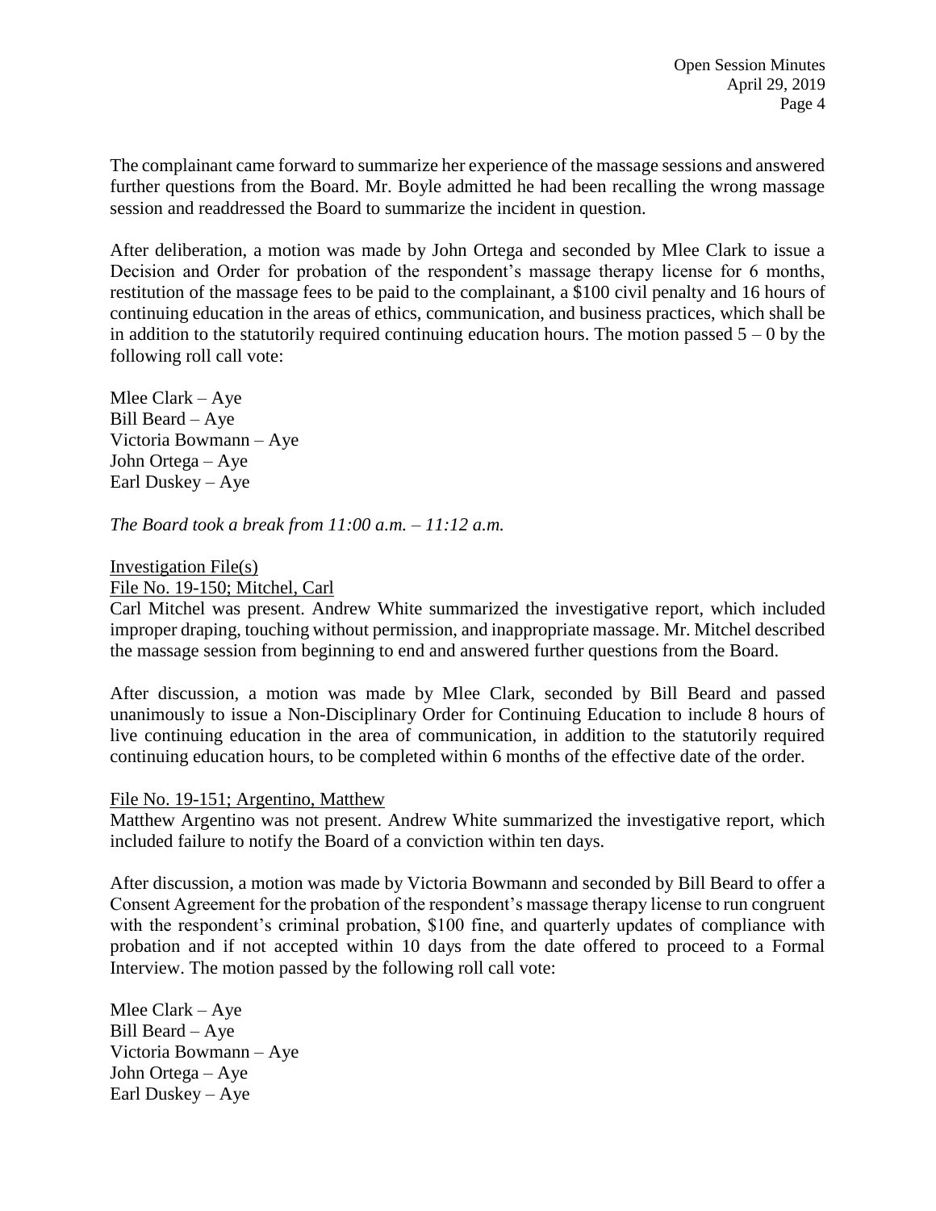The complainant came forward to summarize her experience of the massage sessions and answered further questions from the Board. Mr. Boyle admitted he had been recalling the wrong massage session and readdressed the Board to summarize the incident in question.

After deliberation, a motion was made by John Ortega and seconded by Mlee Clark to issue a Decision and Order for probation of the respondent's massage therapy license for 6 months, restitution of the massage fees to be paid to the complainant, a $100 civil penalty and 16 hours of continuing education in the areas of ethics, communication, and business practices, which shall be in addition to the statutorily required continuing education hours. The motion passed 5 – 0 by the following roll call vote:

Mlee Clark – Aye
Bill Beard – Aye
Victoria Bowmann – Aye
John Ortega – Aye
Earl Duskey – Aye

*The Board took a break from 11:00 a.m. – 11:12 a.m.*

<u>Investigation File(s)</u>

<u>File No. 19-150; Mitchel, Carl</u>

Carl Mitchel was present. Andrew White summarized the investigative report, which included improper draping, touching without permission, and inappropriate massage. Mr. Mitchel described the massage session from beginning to end and answered further questions from the Board.

After discussion, a motion was made by Mlee Clark, seconded by Bill Beard and passed unanimously to issue a Non-Disciplinary Order for Continuing Education to include 8 hours of live continuing education in the area of communication, in addition to the statutorily required continuing education hours, to be completed within 6 months of the effective date of the order.

<u>File No. 19-151; Argentino, Matthew</u>

Matthew Argentino was not present. Andrew White summarized the investigative report, which included failure to notify the Board of a conviction within ten days.

After discussion, a motion was made by Victoria Bowmann and seconded by Bill Beard to offer a Consent Agreement for the probation of the respondent's massage therapy license to run congruent with the respondent's criminal probation, $100 fine, and quarterly updates of compliance with probation and if not accepted within 10 days from the date offered to proceed to a Formal Interview. The motion passed by the following roll call vote:

Mlee Clark – Aye
Bill Beard – Aye
Victoria Bowmann – Aye
John Ortega – Aye
Earl Duskey – Aye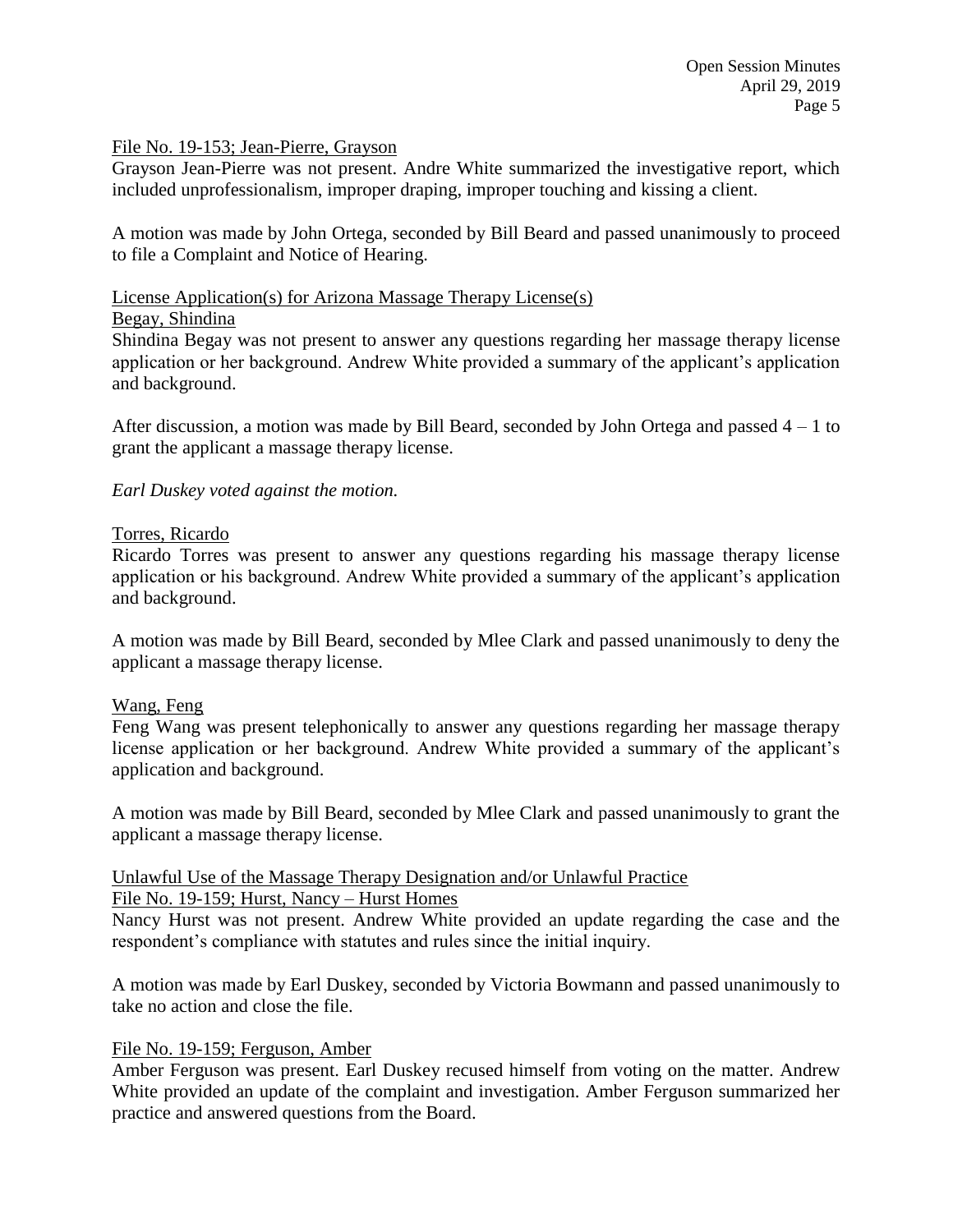File No. 19-153; Jean-Pierre, Grayson

Grayson Jean-Pierre was not present. Andre White summarized the investigative report, which included unprofessionalism, improper draping, improper touching and kissing a client.

A motion was made by John Ortega, seconded by Bill Beard and passed unanimously to proceed to file a Complaint and Notice of Hearing.

License Application(s) for Arizona Massage Therapy License(s)

Begay, Shindina

Shindina Begay was not present to answer any questions regarding her massage therapy license application or her background. Andrew White provided a summary of the applicant's application and background.

After discussion, a motion was made by Bill Beard, seconded by John Ortega and passed 4 – 1 to grant the applicant a massage therapy license.

*Earl Duskey voted against the motion.*

Torres, Ricardo

Ricardo Torres was present to answer any questions regarding his massage therapy license application or his background. Andrew White provided a summary of the applicant's application and background.

A motion was made by Bill Beard, seconded by Mlee Clark and passed unanimously to deny the applicant a massage therapy license.

Wang, Feng

Feng Wang was present telephonically to answer any questions regarding her massage therapy license application or her background. Andrew White provided a summary of the applicant's application and background.

A motion was made by Bill Beard, seconded by Mlee Clark and passed unanimously to grant the applicant a massage therapy license.

Unlawful Use of the Massage Therapy Designation and/or Unlawful Practice

File No. 19-159; Hurst, Nancy – Hurst Homes

Nancy Hurst was not present. Andrew White provided an update regarding the case and the respondent's compliance with statutes and rules since the initial inquiry.

A motion was made by Earl Duskey, seconded by Victoria Bowmann and passed unanimously to take no action and close the file.

File No. 19-159; Ferguson, Amber

Amber Ferguson was present. Earl Duskey recused himself from voting on the matter. Andrew White provided an update of the complaint and investigation. Amber Ferguson summarized her practice and answered questions from the Board.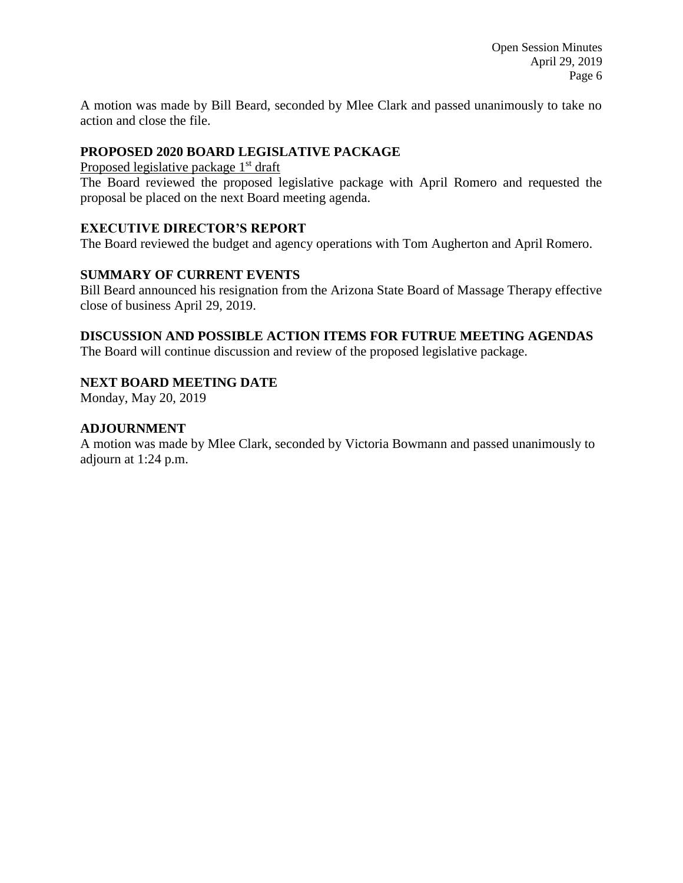A motion was made by Bill Beard, seconded by Mlee Clark and passed unanimously to take no action and close the file.

**PROPOSED 2020 BOARD LEGISLATIVE PACKAGE**

Proposed legislative package 1st draft

The Board reviewed the proposed legislative package with April Romero and requested the proposal be placed on the next Board meeting agenda.

**EXECUTIVE DIRECTOR'S REPORT**

The Board reviewed the budget and agency operations with Tom Augherton and April Romero.

**SUMMARY OF CURRENT EVENTS**

Bill Beard announced his resignation from the Arizona State Board of Massage Therapy effective close of business April 29, 2019.

**DISCUSSION AND POSSIBLE ACTION ITEMS FOR FUTRUE MEETING AGENDAS**

The Board will continue discussion and review of the proposed legislative package.

**NEXT BOARD MEETING DATE**

Monday, May 20, 2019

**ADJOURNMENT**

A motion was made by Mlee Clark, seconded by Victoria Bowmann and passed unanimously to adjourn at 1:24 p.m.